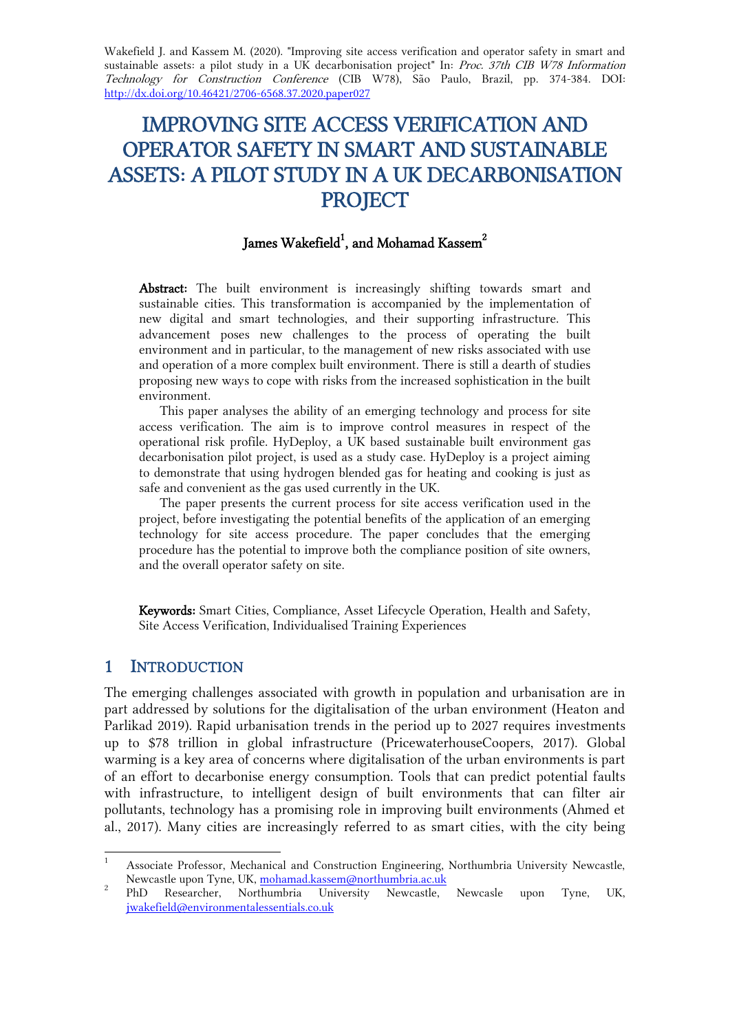Wakefield J. and Kassem M. (2020). "Improving site access verification and operator safety in smart and sustainable assets: a pilot study in a UK decarbonisation project" In: *Proc. 37th CIB W78 Information Technology for Construction Conference* (CIB W78), São Paulo, Brazil, pp. 374-384. DOI: http://dx.doi.org/10.46421/2706-6568.37.2020.paper027

# IMPROVING SITE ACCESS VERIFICATION AND OPERATOR SAFETY IN SMART AND SUSTAINABLE ASSETS: A PILOT STUDY IN A UK DECARBONISATION PROJECT

**James Wakefield[1], and Mohamad Kassem[2]**

**Abstract:** The built environment is increasingly shifting towards smart and sustainable cities. This transformation is accompanied by the implementation of new digital and smart technologies, and their supporting infrastructure. This advancement poses new challenges to the process of operating the built environment and in particular, to the management of new risks associated with use and operation of a more complex built environment. There is still a dearth of studies proposing new ways to cope with risks from the increased sophistication in the built environment.

This paper analyses the ability of an emerging technology and process for site access verification. The aim is to improve control measures in respect of the operational risk profile. HyDeploy, a UK based sustainable built environment gas decarbonisation pilot project, is used as a study case. HyDeploy is a project aiming to demonstrate that using hydrogen blended gas for heating and cooking is just as safe and convenient as the gas used currently in the UK.

The paper presents the current process for site access verification used in the project, before investigating the potential benefits of the application of an emerging technology for site access procedure. The paper concludes that the emerging procedure has the potential to improve both the compliance position of site owners, and the overall operator safety on site.

**Keywords:** Smart Cities, Compliance, Asset Lifecycle Operation, Health and Safety, Site Access Verification, Individualised Training Experiences

## 1 INTRODUCTION

The emerging challenges associated with growth in population and urbanisation are in part addressed by solutions for the digitalisation of the urban environment (Heaton and Parlikad 2019). Rapid urbanisation trends in the period up to 2027 requires investments up to $78 trillion in global infrastructure (PricewaterhouseCoopers, 2017). Global warming is a key area of concerns where digitalisation of the urban environments is part of an effort to decarbonise energy consumption. Tools that can predict potential faults with infrastructure, to intelligent design of built environments that can filter air pollutants, technology has a promising role in improving built environments (Ahmed et al., 2017). Many cities are increasingly referred to as smart cities, with the city being

---

[1] Associate Professor, Mechanical and Construction Engineering, Northumbria University Newcastle, Newcastle upon Tyne, UK, mohamad.kassem@northumbria.ac.uk

[2] PhD Researcher, Northumbria University Newcastle, Newcasle upon Tyne, UK, jwakefield@environmentalessentials.co.uk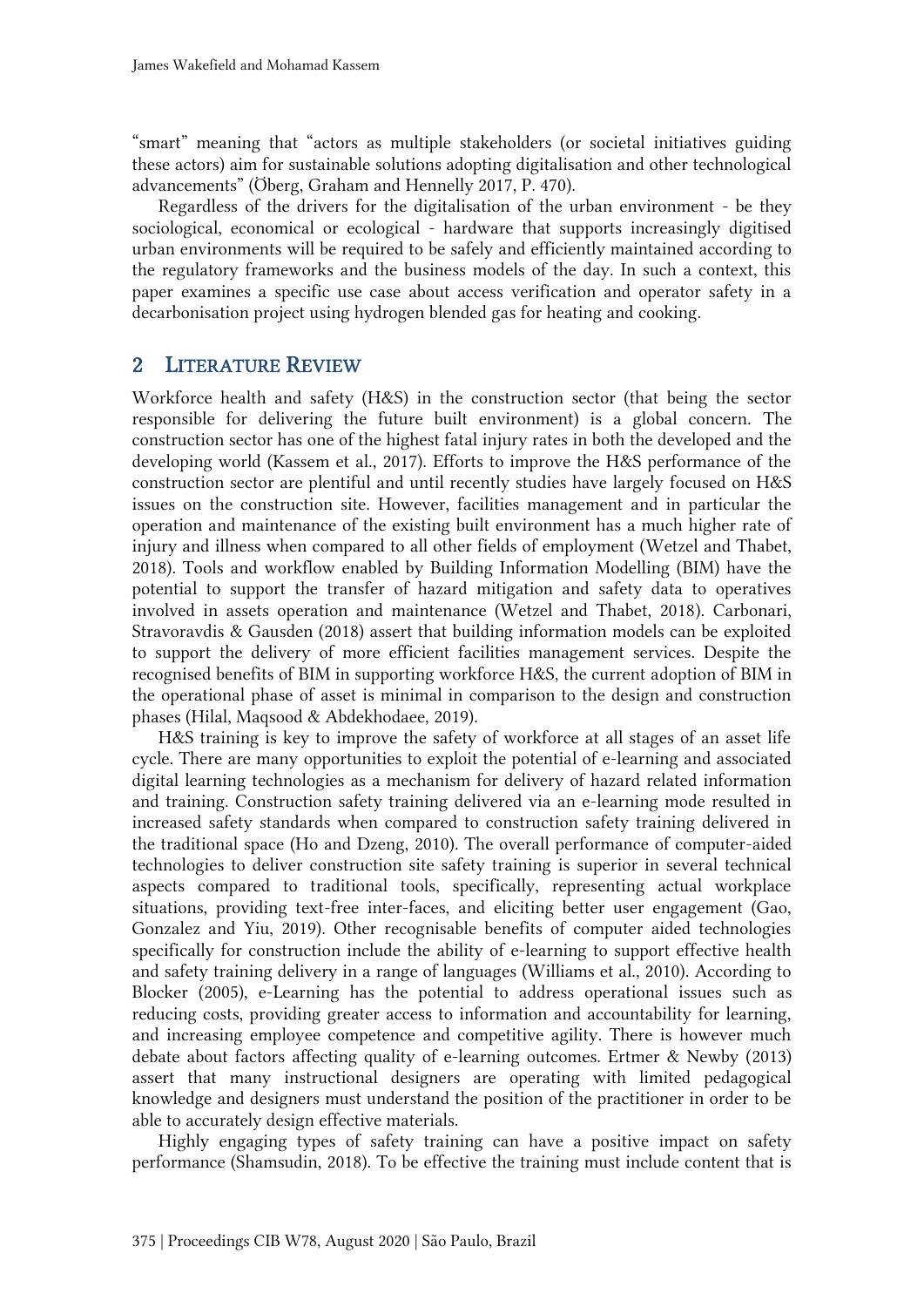"smart" meaning that "actors as multiple stakeholders (or societal initiatives guiding these actors) aim for sustainable solutions adopting digitalisation and other technological advancements" (Öberg, Graham and Hennelly 2017, P. 470).

Regardless of the drivers for the digitalisation of the urban environment - be they sociological, economical or ecological - hardware that supports increasingly digitised urban environments will be required to be safely and efficiently maintained according to the regulatory frameworks and the business models of the day. In such a context, this paper examines a specific use case about access verification and operator safety in a decarbonisation project using hydrogen blended gas for heating and cooking.

## 2 Literature Review

Workforce health and safety (H&S) in the construction sector (that being the sector responsible for delivering the future built environment) is a global concern. The construction sector has one of the highest fatal injury rates in both the developed and the developing world (Kassem et al., 2017). Efforts to improve the H&S performance of the construction sector are plentiful and until recently studies have largely focused on H&S issues on the construction site. However, facilities management and in particular the operation and maintenance of the existing built environment has a much higher rate of injury and illness when compared to all other fields of employment (Wetzel and Thabet, 2018). Tools and workflow enabled by Building Information Modelling (BIM) have the potential to support the transfer of hazard mitigation and safety data to operatives involved in assets operation and maintenance (Wetzel and Thabet, 2018). Carbonari, Stravoravdis & Gausden (2018) assert that building information models can be exploited to support the delivery of more efficient facilities management services. Despite the recognised benefits of BIM in supporting workforce H&S, the current adoption of BIM in the operational phase of asset is minimal in comparison to the design and construction phases (Hilal, Maqsood & Abdekhodaee, 2019).

H&S training is key to improve the safety of workforce at all stages of an asset life cycle. There are many opportunities to exploit the potential of e-learning and associated digital learning technologies as a mechanism for delivery of hazard related information and training. Construction safety training delivered via an e-learning mode resulted in increased safety standards when compared to construction safety training delivered in the traditional space (Ho and Dzeng, 2010). The overall performance of computer-aided technologies to deliver construction site safety training is superior in several technical aspects compared to traditional tools, specifically, representing actual workplace situations, providing text-free inter-faces, and eliciting better user engagement (Gao, Gonzalez and Yiu, 2019). Other recognisable benefits of computer aided technologies specifically for construction include the ability of e-learning to support effective health and safety training delivery in a range of languages (Williams et al., 2010). According to Blocker (2005), e-Learning has the potential to address operational issues such as reducing costs, providing greater access to information and accountability for learning, and increasing employee competence and competitive agility. There is however much debate about factors affecting quality of e-learning outcomes. Ertmer & Newby (2013) assert that many instructional designers are operating with limited pedagogical knowledge and designers must understand the position of the practitioner in order to be able to accurately design effective materials.

Highly engaging types of safety training can have a positive impact on safety performance (Shamsudin, 2018). To be effective the training must include content that is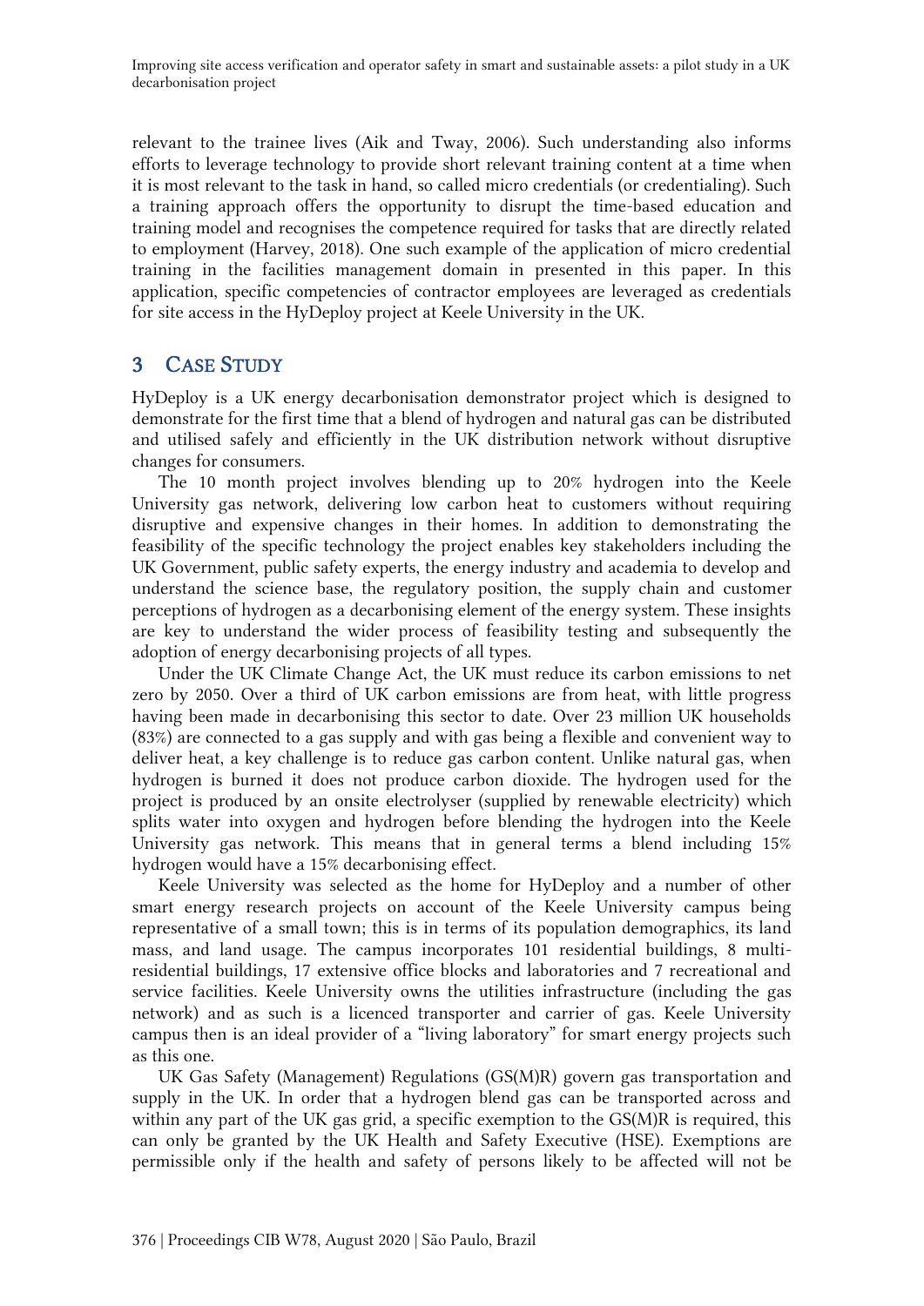relevant to the trainee lives (Aik and Tway, 2006). Such understanding also informs efforts to leverage technology to provide short relevant training content at a time when it is most relevant to the task in hand, so called micro credentials (or credentialing). Such a training approach offers the opportunity to disrupt the time-based education and training model and recognises the competence required for tasks that are directly related to employment (Harvey, 2018). One such example of the application of micro credential training in the facilities management domain in presented in this paper. In this application, specific competencies of contractor employees are leveraged as credentials for site access in the HyDeploy project at Keele University in the UK.

## 3 CASE STUDY

HyDeploy is a UK energy decarbonisation demonstrator project which is designed to demonstrate for the first time that a blend of hydrogen and natural gas can be distributed and utilised safely and efficiently in the UK distribution network without disruptive changes for consumers.

The 10 month project involves blending up to 20% hydrogen into the Keele University gas network, delivering low carbon heat to customers without requiring disruptive and expensive changes in their homes. In addition to demonstrating the feasibility of the specific technology the project enables key stakeholders including the UK Government, public safety experts, the energy industry and academia to develop and understand the science base, the regulatory position, the supply chain and customer perceptions of hydrogen as a decarbonising element of the energy system. These insights are key to understand the wider process of feasibility testing and subsequently the adoption of energy decarbonising projects of all types.

Under the UK Climate Change Act, the UK must reduce its carbon emissions to net zero by 2050. Over a third of UK carbon emissions are from heat, with little progress having been made in decarbonising this sector to date. Over 23 million UK households (83%) are connected to a gas supply and with gas being a flexible and convenient way to deliver heat, a key challenge is to reduce gas carbon content. Unlike natural gas, when hydrogen is burned it does not produce carbon dioxide. The hydrogen used for the project is produced by an onsite electrolyser (supplied by renewable electricity) which splits water into oxygen and hydrogen before blending the hydrogen into the Keele University gas network. This means that in general terms a blend including 15% hydrogen would have a 15% decarbonising effect.

Keele University was selected as the home for HyDeploy and a number of other smart energy research projects on account of the Keele University campus being representative of a small town; this is in terms of its population demographics, its land mass, and land usage. The campus incorporates 101 residential buildings, 8 multi-residential buildings, 17 extensive office blocks and laboratories and 7 recreational and service facilities. Keele University owns the utilities infrastructure (including the gas network) and as such is a licenced transporter and carrier of gas. Keele University campus then is an ideal provider of a "living laboratory" for smart energy projects such as this one.

UK Gas Safety (Management) Regulations (GS(M)R) govern gas transportation and supply in the UK. In order that a hydrogen blend gas can be transported across and within any part of the UK gas grid, a specific exemption to the GS(M)R is required, this can only be granted by the UK Health and Safety Executive (HSE). Exemptions are permissible only if the health and safety of persons likely to be affected will not be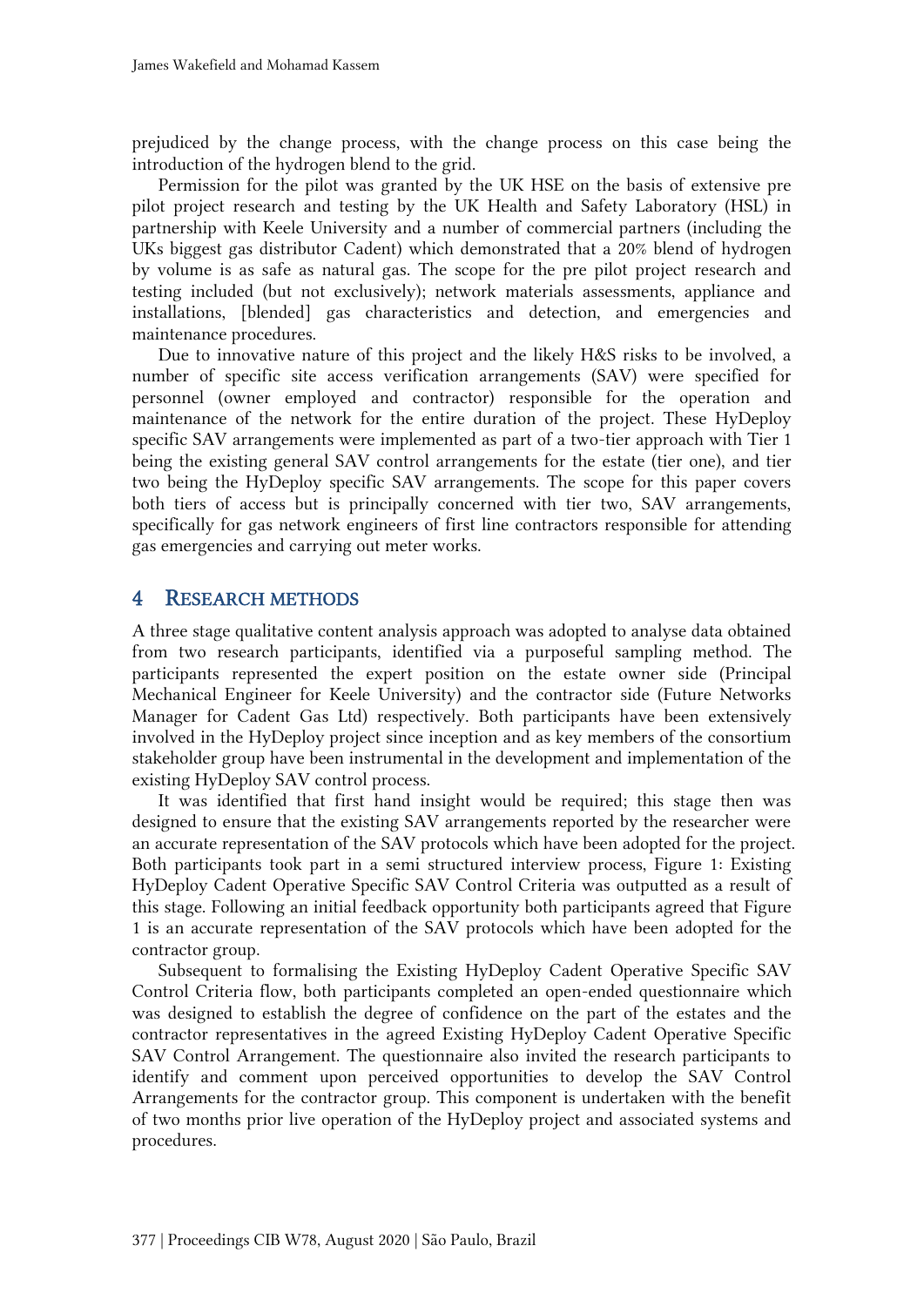prejudiced by the change process, with the change process on this case being the introduction of the hydrogen blend to the grid.

Permission for the pilot was granted by the UK HSE on the basis of extensive pre pilot project research and testing by the UK Health and Safety Laboratory (HSL) in partnership with Keele University and a number of commercial partners (including the UKs biggest gas distributor Cadent) which demonstrated that a 20% blend of hydrogen by volume is as safe as natural gas. The scope for the pre pilot project research and testing included (but not exclusively); network materials assessments, appliance and installations, [blended] gas characteristics and detection, and emergencies and maintenance procedures.

Due to innovative nature of this project and the likely H&S risks to be involved, a number of specific site access verification arrangements (SAV) were specified for personnel (owner employed and contractor) responsible for the operation and maintenance of the network for the entire duration of the project. These HyDeploy specific SAV arrangements were implemented as part of a two-tier approach with Tier 1 being the existing general SAV control arrangements for the estate (tier one), and tier two being the HyDeploy specific SAV arrangements. The scope for this paper covers both tiers of access but is principally concerned with tier two, SAV arrangements, specifically for gas network engineers of first line contractors responsible for attending gas emergencies and carrying out meter works.

## 4 RESEARCH METHODS

A three stage qualitative content analysis approach was adopted to analyse data obtained from two research participants, identified via a purposeful sampling method. The participants represented the expert position on the estate owner side (Principal Mechanical Engineer for Keele University) and the contractor side (Future Networks Manager for Cadent Gas Ltd) respectively. Both participants have been extensively involved in the HyDeploy project since inception and as key members of the consortium stakeholder group have been instrumental in the development and implementation of the existing HyDeploy SAV control process.

It was identified that first hand insight would be required; this stage then was designed to ensure that the existing SAV arrangements reported by the researcher were an accurate representation of the SAV protocols which have been adopted for the project. Both participants took part in a semi structured interview process, Figure 1: Existing HyDeploy Cadent Operative Specific SAV Control Criteria was outputted as a result of this stage. Following an initial feedback opportunity both participants agreed that Figure 1 is an accurate representation of the SAV protocols which have been adopted for the contractor group.

Subsequent to formalising the Existing HyDeploy Cadent Operative Specific SAV Control Criteria flow, both participants completed an open-ended questionnaire which was designed to establish the degree of confidence on the part of the estates and the contractor representatives in the agreed Existing HyDeploy Cadent Operative Specific SAV Control Arrangement. The questionnaire also invited the research participants to identify and comment upon perceived opportunities to develop the SAV Control Arrangements for the contractor group. This component is undertaken with the benefit of two months prior live operation of the HyDeploy project and associated systems and procedures.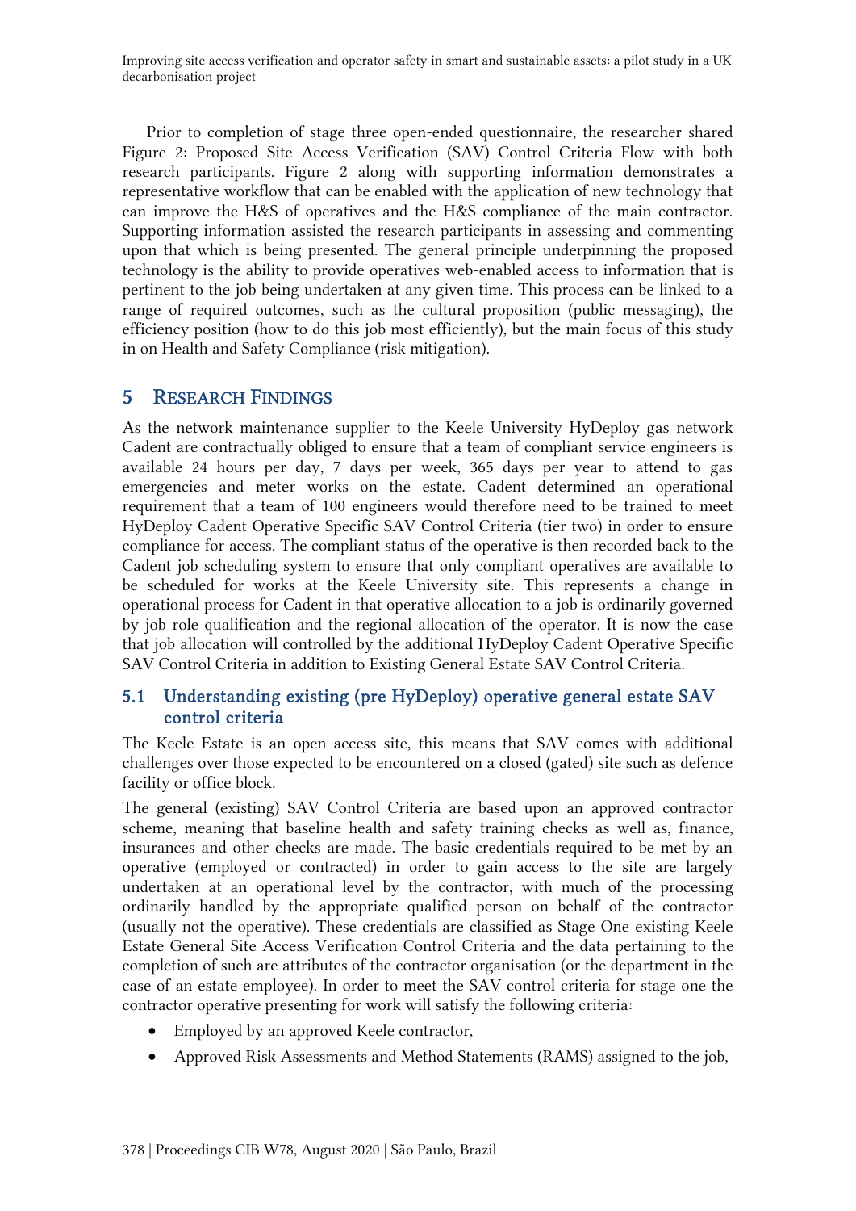Prior to completion of stage three open-ended questionnaire, the researcher shared Figure 2: Proposed Site Access Verification (SAV) Control Criteria Flow with both research participants. Figure 2 along with supporting information demonstrates a representative workflow that can be enabled with the application of new technology that can improve the H&S of operatives and the H&S compliance of the main contractor. Supporting information assisted the research participants in assessing and commenting upon that which is being presented. The general principle underpinning the proposed technology is the ability to provide operatives web-enabled access to information that is pertinent to the job being undertaken at any given time. This process can be linked to a range of required outcomes, such as the cultural proposition (public messaging), the efficiency position (how to do this job most efficiently), but the main focus of this study in on Health and Safety Compliance (risk mitigation).

## 5 Research Findings

As the network maintenance supplier to the Keele University HyDeploy gas network Cadent are contractually obliged to ensure that a team of compliant service engineers is available 24 hours per day, 7 days per week, 365 days per year to attend to gas emergencies and meter works on the estate. Cadent determined an operational requirement that a team of 100 engineers would therefore need to be trained to meet HyDeploy Cadent Operative Specific SAV Control Criteria (tier two) in order to ensure compliance for access. The compliant status of the operative is then recorded back to the Cadent job scheduling system to ensure that only compliant operatives are available to be scheduled for works at the Keele University site. This represents a change in operational process for Cadent in that operative allocation to a job is ordinarily governed by job role qualification and the regional allocation of the operator. It is now the case that job allocation will controlled by the additional HyDeploy Cadent Operative Specific SAV Control Criteria in addition to Existing General Estate SAV Control Criteria.

### 5.1 Understanding existing (pre HyDeploy) operative general estate SAV control criteria

The Keele Estate is an open access site, this means that SAV comes with additional challenges over those expected to be encountered on a closed (gated) site such as defence facility or office block.

The general (existing) SAV Control Criteria are based upon an approved contractor scheme, meaning that baseline health and safety training checks as well as, finance, insurances and other checks are made. The basic credentials required to be met by an operative (employed or contracted) in order to gain access to the site are largely undertaken at an operational level by the contractor, with much of the processing ordinarily handled by the appropriate qualified person on behalf of the contractor (usually not the operative). These credentials are classified as Stage One existing Keele Estate General Site Access Verification Control Criteria and the data pertaining to the completion of such are attributes of the contractor organisation (or the department in the case of an estate employee). In order to meet the SAV control criteria for stage one the contractor operative presenting for work will satisfy the following criteria:

- Employed by an approved Keele contractor,
- Approved Risk Assessments and Method Statements (RAMS) assigned to the job,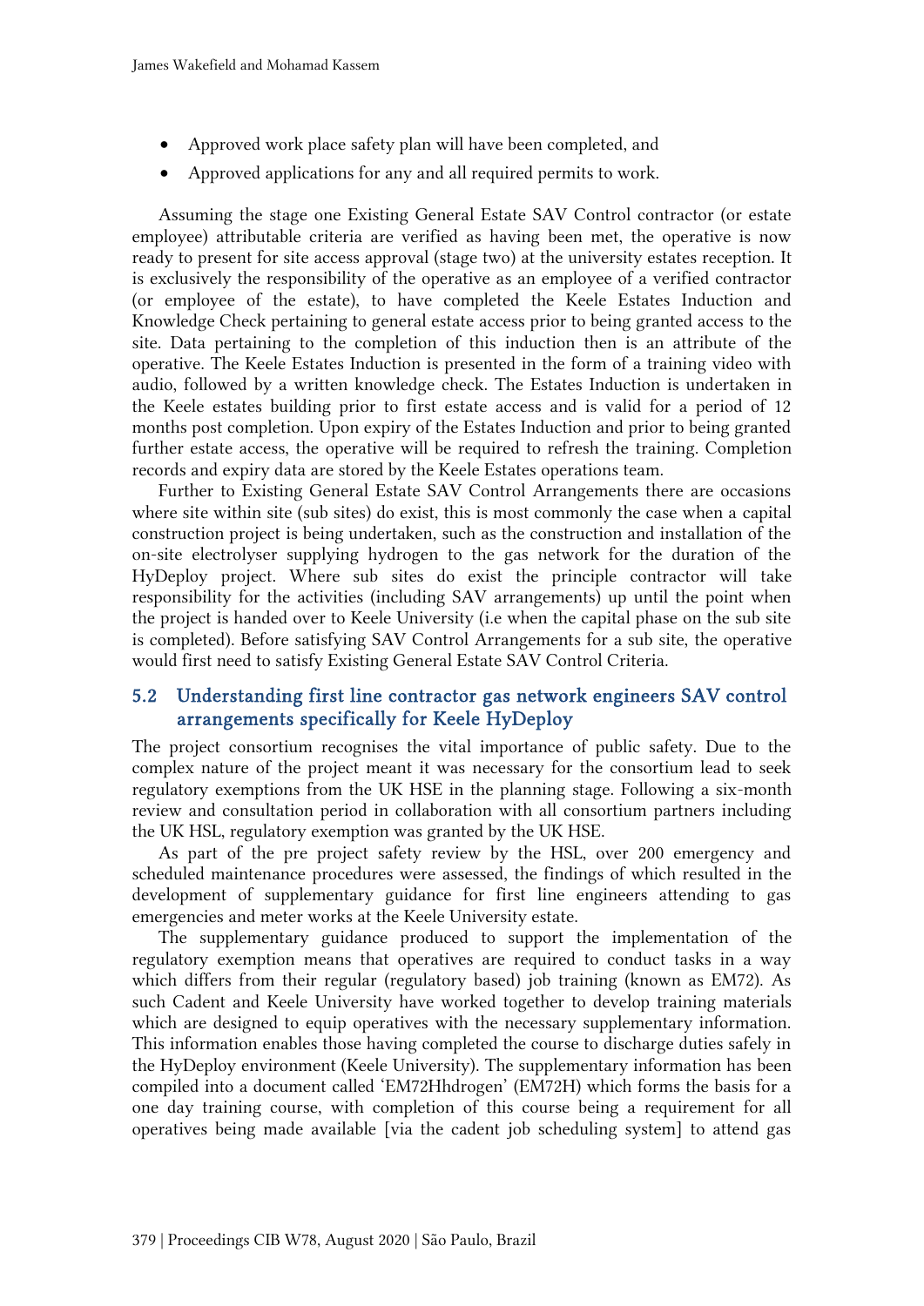- Approved work place safety plan will have been completed, and
- Approved applications for any and all required permits to work.

Assuming the stage one Existing General Estate SAV Control contractor (or estate employee) attributable criteria are verified as having been met, the operative is now ready to present for site access approval (stage two) at the university estates reception. It is exclusively the responsibility of the operative as an employee of a verified contractor (or employee of the estate), to have completed the Keele Estates Induction and Knowledge Check pertaining to general estate access prior to being granted access to the site. Data pertaining to the completion of this induction then is an attribute of the operative. The Keele Estates Induction is presented in the form of a training video with audio, followed by a written knowledge check. The Estates Induction is undertaken in the Keele estates building prior to first estate access and is valid for a period of 12 months post completion. Upon expiry of the Estates Induction and prior to being granted further estate access, the operative will be required to refresh the training. Completion records and expiry data are stored by the Keele Estates operations team.

Further to Existing General Estate SAV Control Arrangements there are occasions where site within site (sub sites) do exist, this is most commonly the case when a capital construction project is being undertaken, such as the construction and installation of the on-site electrolyser supplying hydrogen to the gas network for the duration of the HyDeploy project. Where sub sites do exist the principle contractor will take responsibility for the activities (including SAV arrangements) up until the point when the project is handed over to Keele University (i.e when the capital phase on the sub site is completed). Before satisfying SAV Control Arrangements for a sub site, the operative would first need to satisfy Existing General Estate SAV Control Criteria.

## 5.2 Understanding first line contractor gas network engineers SAV control arrangements specifically for Keele HyDeploy

The project consortium recognises the vital importance of public safety. Due to the complex nature of the project meant it was necessary for the consortium lead to seek regulatory exemptions from the UK HSE in the planning stage. Following a six-month review and consultation period in collaboration with all consortium partners including the UK HSL, regulatory exemption was granted by the UK HSE.

As part of the pre project safety review by the HSL, over 200 emergency and scheduled maintenance procedures were assessed, the findings of which resulted in the development of supplementary guidance for first line engineers attending to gas emergencies and meter works at the Keele University estate.

The supplementary guidance produced to support the implementation of the regulatory exemption means that operatives are required to conduct tasks in a way which differs from their regular (regulatory based) job training (known as EM72). As such Cadent and Keele University have worked together to develop training materials which are designed to equip operatives with the necessary supplementary information. This information enables those having completed the course to discharge duties safely in the HyDeploy environment (Keele University). The supplementary information has been compiled into a document called 'EM72Hhdrogen' (EM72H) which forms the basis for a one day training course, with completion of this course being a requirement for all operatives being made available [via the cadent job scheduling system] to attend gas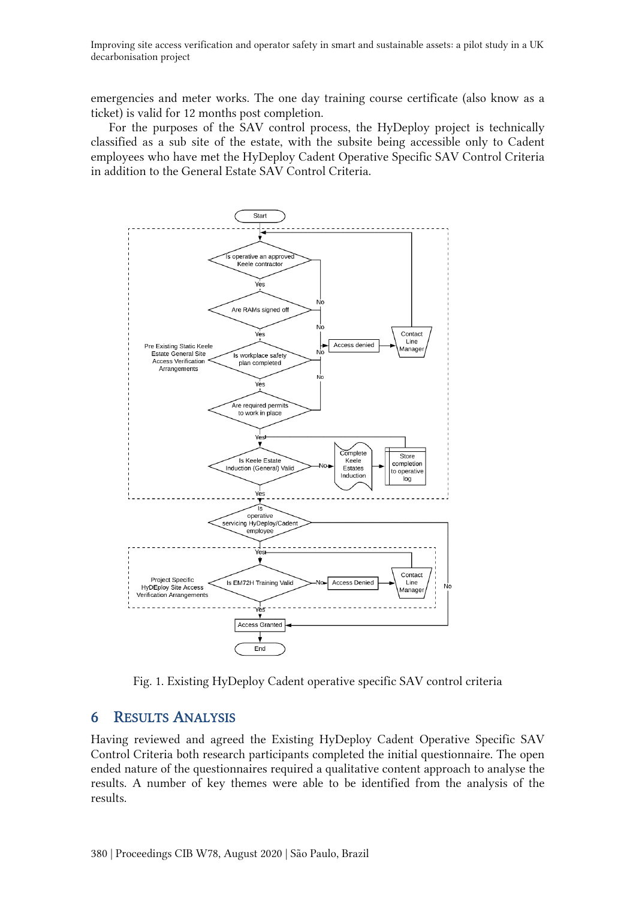emergencies and meter works. The one day training course certificate (also know as a ticket) is valid for 12 months post completion.

For the purposes of the SAV control process, the HyDeploy project is technically classified as a sub site of the estate, with the subsite being accessible only to Cadent employees who have met the HyDeploy Cadent Operative Specific SAV Control Criteria in addition to the General Estate SAV Control Criteria.

Fig. 1. Existing HyDeploy Cadent operative specific SAV control criteria

## 6 Results Analysis

Having reviewed and agreed the Existing HyDeploy Cadent Operative Specific SAV Control Criteria both research participants completed the initial questionnaire. The open ended nature of the questionnaires required a qualitative content approach to analyse the results. A number of key themes were able to be identified from the analysis of the results.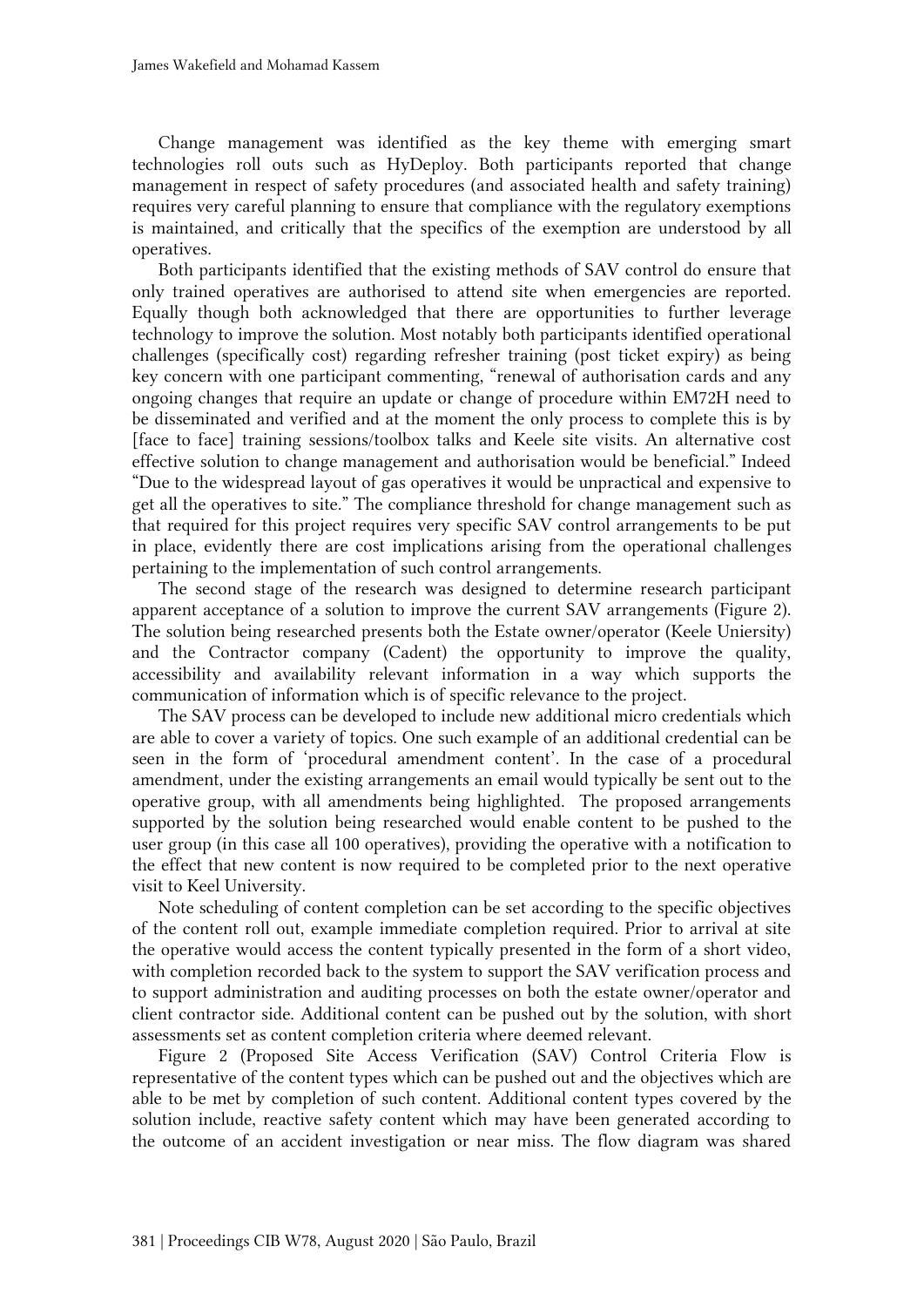Change management was identified as the key theme with emerging smart technologies roll outs such as HyDeploy. Both participants reported that change management in respect of safety procedures (and associated health and safety training) requires very careful planning to ensure that compliance with the regulatory exemptions is maintained, and critically that the specifics of the exemption are understood by all operatives.

Both participants identified that the existing methods of SAV control do ensure that only trained operatives are authorised to attend site when emergencies are reported. Equally though both acknowledged that there are opportunities to further leverage technology to improve the solution. Most notably both participants identified operational challenges (specifically cost) regarding refresher training (post ticket expiry) as being key concern with one participant commenting, "renewal of authorisation cards and any ongoing changes that require an update or change of procedure within EM72H need to be disseminated and verified and at the moment the only process to complete this is by [face to face] training sessions/toolbox talks and Keele site visits. An alternative cost effective solution to change management and authorisation would be beneficial." Indeed "Due to the widespread layout of gas operatives it would be unpractical and expensive to get all the operatives to site." The compliance threshold for change management such as that required for this project requires very specific SAV control arrangements to be put in place, evidently there are cost implications arising from the operational challenges pertaining to the implementation of such control arrangements.

The second stage of the research was designed to determine research participant apparent acceptance of a solution to improve the current SAV arrangements (Figure 2). The solution being researched presents both the Estate owner/operator (Keele Uniersity) and the Contractor company (Cadent) the opportunity to improve the quality, accessibility and availability relevant information in a way which supports the communication of information which is of specific relevance to the project.

The SAV process can be developed to include new additional micro credentials which are able to cover a variety of topics. One such example of an additional credential can be seen in the form of 'procedural amendment content'. In the case of a procedural amendment, under the existing arrangements an email would typically be sent out to the operative group, with all amendments being highlighted. The proposed arrangements supported by the solution being researched would enable content to be pushed to the user group (in this case all 100 operatives), providing the operative with a notification to the effect that new content is now required to be completed prior to the next operative visit to Keel University.

Note scheduling of content completion can be set according to the specific objectives of the content roll out, example immediate completion required. Prior to arrival at site the operative would access the content typically presented in the form of a short video, with completion recorded back to the system to support the SAV verification process and to support administration and auditing processes on both the estate owner/operator and client contractor side. Additional content can be pushed out by the solution, with short assessments set as content completion criteria where deemed relevant.

Figure 2 (Proposed Site Access Verification (SAV) Control Criteria Flow is representative of the content types which can be pushed out and the objectives which are able to be met by completion of such content. Additional content types covered by the solution include, reactive safety content which may have been generated according to the outcome of an accident investigation or near miss. The flow diagram was shared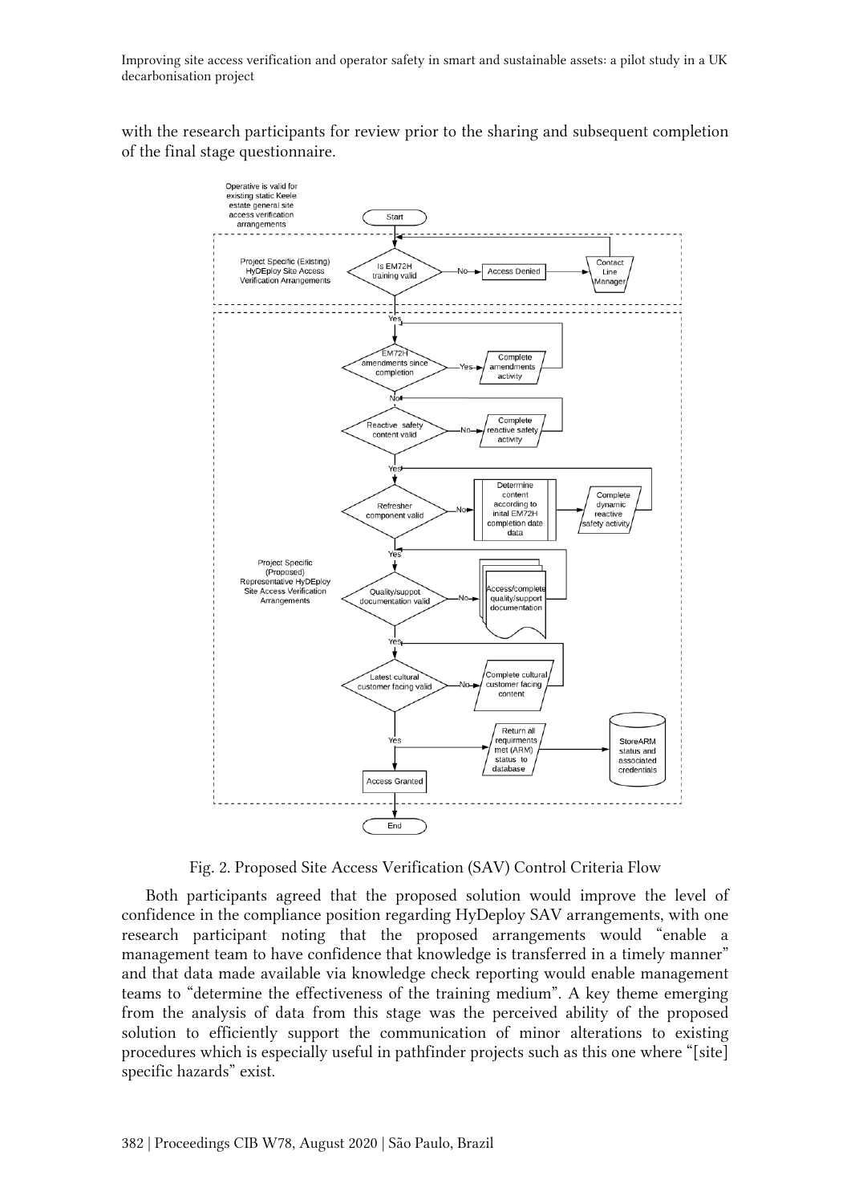with the research participants for review prior to the sharing and subsequent completion of the final stage questionnaire.

Fig. 2. Proposed Site Access Verification (SAV) Control Criteria Flow

Both participants agreed that the proposed solution would improve the level of confidence in the compliance position regarding HyDeploy SAV arrangements, with one research participant noting that the proposed arrangements would "enable a management team to have confidence that knowledge is transferred in a timely manner" and that data made available via knowledge check reporting would enable management teams to "determine the effectiveness of the training medium". A key theme emerging from the analysis of data from this stage was the perceived ability of the proposed solution to efficiently support the communication of minor alterations to existing procedures which is especially useful in pathfinder projects such as this one where "[site] specific hazards" exist.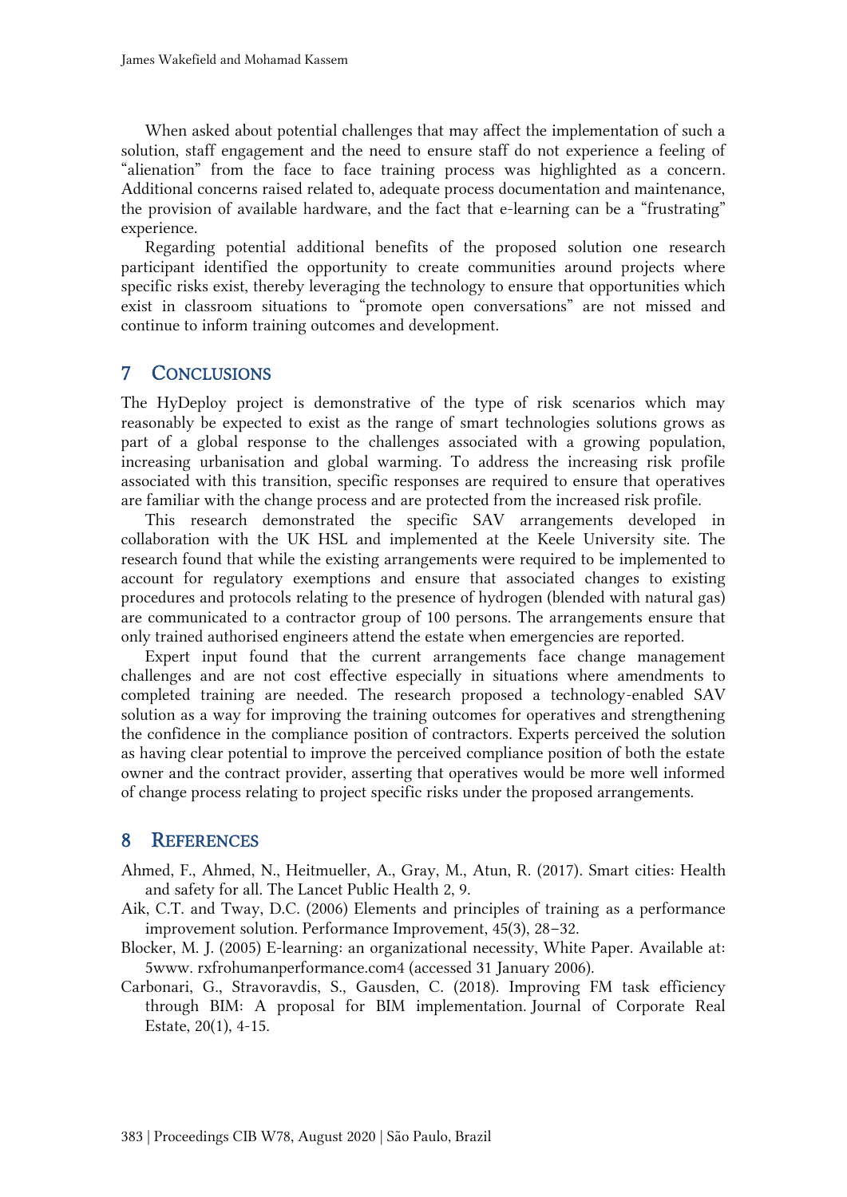When asked about potential challenges that may affect the implementation of such a solution, staff engagement and the need to ensure staff do not experience a feeling of "alienation" from the face to face training process was highlighted as a concern. Additional concerns raised related to, adequate process documentation and maintenance, the provision of available hardware, and the fact that e-learning can be a "frustrating" experience.

Regarding potential additional benefits of the proposed solution one research participant identified the opportunity to create communities around projects where specific risks exist, thereby leveraging the technology to ensure that opportunities which exist in classroom situations to "promote open conversations" are not missed and continue to inform training outcomes and development.

## 7 CONCLUSIONS

The HyDeploy project is demonstrative of the type of risk scenarios which may reasonably be expected to exist as the range of smart technologies solutions grows as part of a global response to the challenges associated with a growing population, increasing urbanisation and global warming. To address the increasing risk profile associated with this transition, specific responses are required to ensure that operatives are familiar with the change process and are protected from the increased risk profile.

This research demonstrated the specific SAV arrangements developed in collaboration with the UK HSL and implemented at the Keele University site. The research found that while the existing arrangements were required to be implemented to account for regulatory exemptions and ensure that associated changes to existing procedures and protocols relating to the presence of hydrogen (blended with natural gas) are communicated to a contractor group of 100 persons. The arrangements ensure that only trained authorised engineers attend the estate when emergencies are reported.

Expert input found that the current arrangements face change management challenges and are not cost effective especially in situations where amendments to completed training are needed. The research proposed a technology-enabled SAV solution as a way for improving the training outcomes for operatives and strengthening the confidence in the compliance position of contractors. Experts perceived the solution as having clear potential to improve the perceived compliance position of both the estate owner and the contract provider, asserting that operatives would be more well informed of change process relating to project specific risks under the proposed arrangements.

## 8 REFERENCES

Ahmed, F., Ahmed, N., Heitmueller, A., Gray, M., Atun, R. (2017). Smart cities: Health and safety for all. The Lancet Public Health 2, 9.

Aik, C.T. and Tway, D.C. (2006) Elements and principles of training as a performance improvement solution. Performance Improvement, 45(3), 28–32.

Blocker, M. J. (2005) E-learning: an organizational necessity, White Paper. Available at: 5www. rxfrohumanperformance.com4 (accessed 31 January 2006).

Carbonari, G., Stravoravdis, S., Gausden, C. (2018). Improving FM task efficiency through BIM: A proposal for BIM implementation. Journal of Corporate Real Estate, 20(1), 4-15.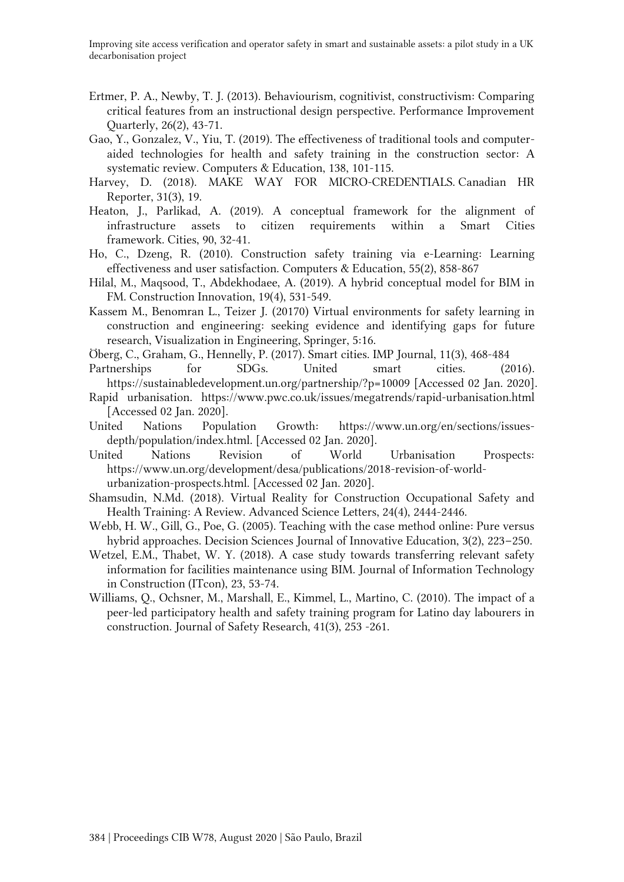Ertmer, P. A., Newby, T. J. (2013). Behaviourism, cognitivist, constructivism: Comparing critical features from an instructional design perspective. Performance Improvement Quarterly, 26(2), 43-71.

Gao, Y., Gonzalez, V., Yiu, T. (2019). The effectiveness of traditional tools and computer-aided technologies for health and safety training in the construction sector: A systematic review. Computers & Education, 138, 101-115.

Harvey, D. (2018). MAKE WAY FOR MICRO-CREDENTIALS. Canadian HR Reporter, 31(3), 19.

Heaton, J., Parlikad, A. (2019). A conceptual framework for the alignment of infrastructure assets to citizen requirements within a Smart Cities framework. Cities, 90, 32-41.

Ho, C., Dzeng, R. (2010). Construction safety training via e-Learning: Learning effectiveness and user satisfaction. Computers & Education, 55(2), 858-867

Hilal, M., Maqsood, T., Abdekhodaee, A. (2019). A hybrid conceptual model for BIM in FM. Construction Innovation, 19(4), 531-549.

Kassem M., Benomran L., Teizer J. (20170) Virtual environments for safety learning in construction and engineering: seeking evidence and identifying gaps for future research, Visualization in Engineering, Springer, 5:16.

Öberg, C., Graham, G., Hennelly, P. (2017). Smart cities. IMP Journal, 11(3), 468-484

Partnerships for SDGs. United smart cities. (2016). https://sustainabledevelopment.un.org/partnership/?p=10009 [Accessed 02 Jan. 2020].

Rapid urbanisation. https://www.pwc.co.uk/issues/megatrends/rapid-urbanisation.html [Accessed 02 Jan. 2020].

United Nations Population Growth: https://www.un.org/en/sections/issues-depth/population/index.html. [Accessed 02 Jan. 2020].

United Nations Revision of World Urbanisation Prospects: https://www.un.org/development/desa/publications/2018-revision-of-world-urbanization-prospects.html. [Accessed 02 Jan. 2020].

Shamsudin, N.Md. (2018). Virtual Reality for Construction Occupational Safety and Health Training: A Review. Advanced Science Letters, 24(4), 2444-2446.

Webb, H. W., Gill, G., Poe, G. (2005). Teaching with the case method online: Pure versus hybrid approaches. Decision Sciences Journal of Innovative Education, 3(2), 223–250.

Wetzel, E.M., Thabet, W. Y. (2018). A case study towards transferring relevant safety information for facilities maintenance using BIM. Journal of Information Technology in Construction (ITcon), 23, 53-74.

Williams, Q., Ochsner, M., Marshall, E., Kimmel, L., Martino, C. (2010). The impact of a peer-led participatory health and safety training program for Latino day labourers in construction. Journal of Safety Research, 41(3), 253 -261.